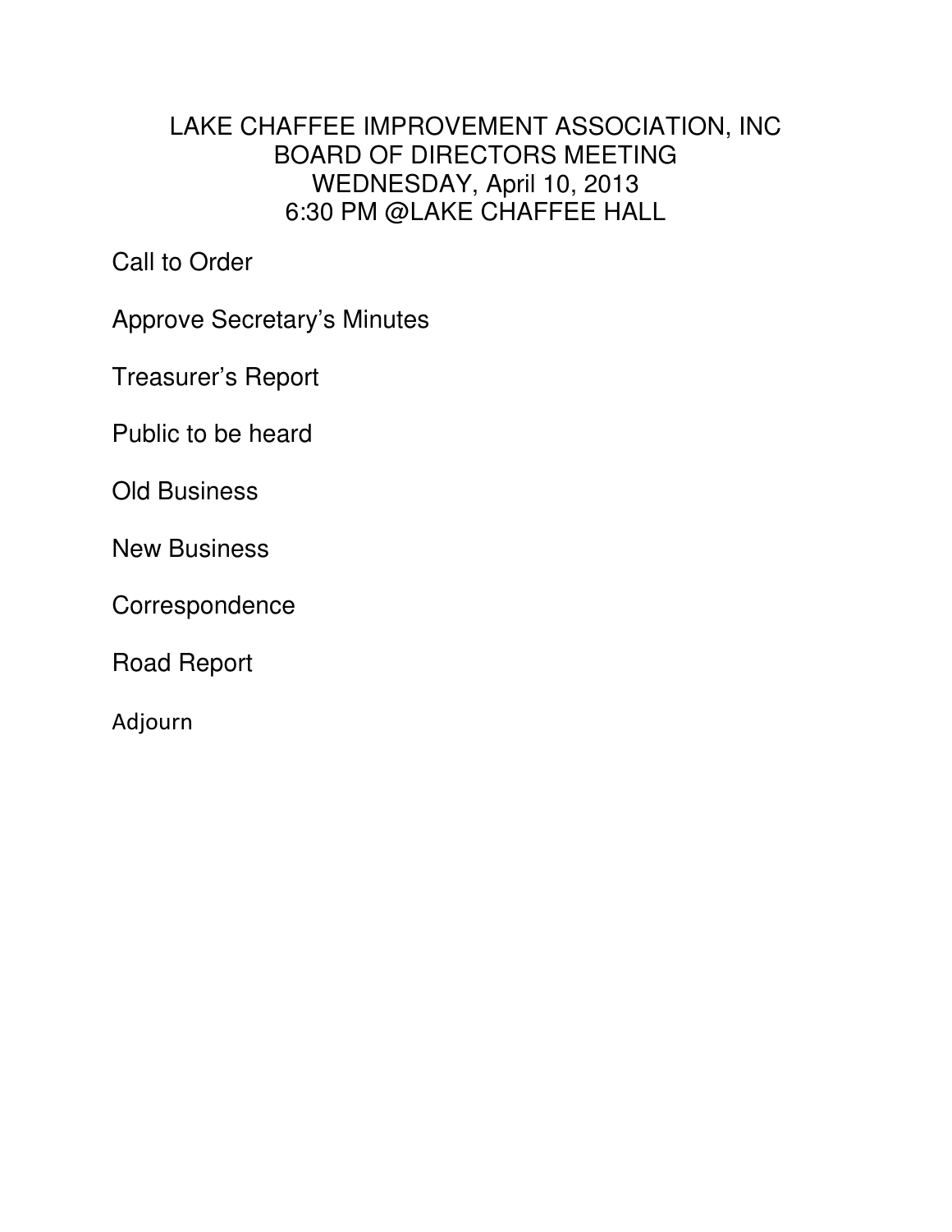# LAKE CHAFFEE IMPROVEMENT ASSOCIATION, INC
## BOARD OF DIRECTORS MEETING
## WEDNESDAY, April 10, 2013
## 6:30 PM @LAKE CHAFFEE HALL

Call to Order

Approve Secretary's Minutes

Treasurer's Report

Public to be heard

Old Business

New Business

Correspondence

Road Report

Adjourn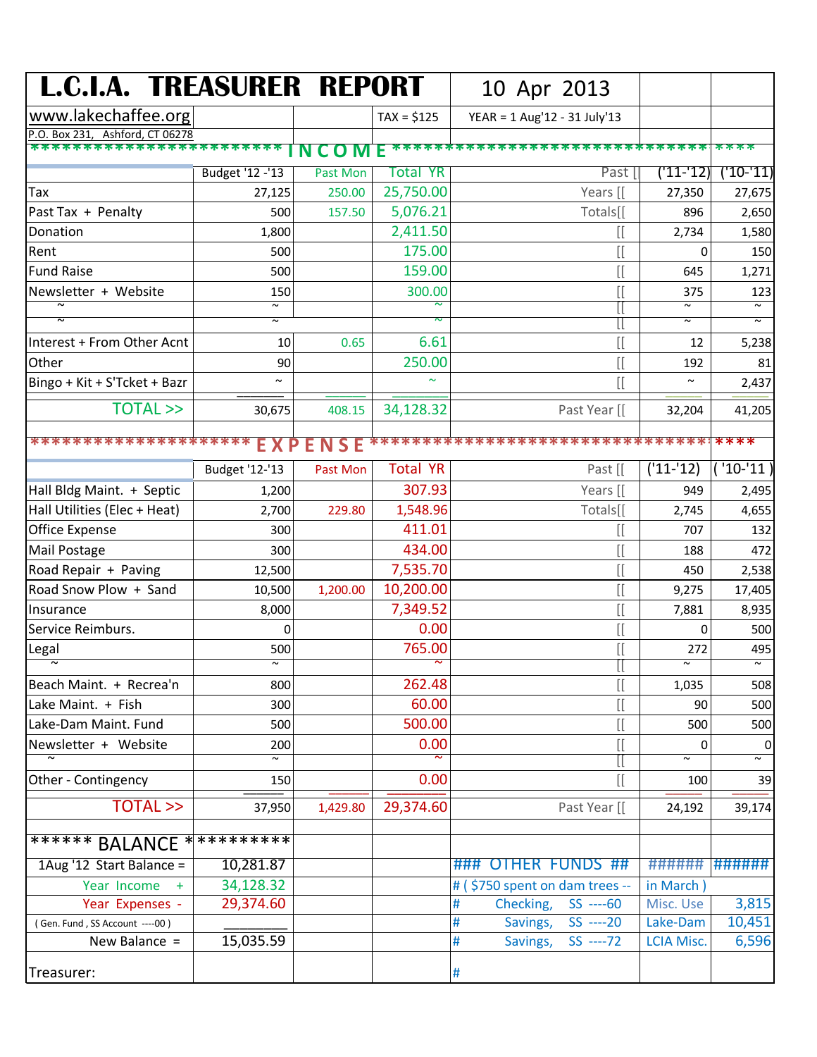# L.C.I.A. TREASURER REPORT

10 Apr 2013

www.lakechaffee.org

P.O. Box 231, Ashford, CT 06278

TAX = $125

YEAR = 1 Aug'12 - 31 July'13

## INCOME

| | Budget '12 -'13 | Past Mon | Total YR | Past [[ | ('11-'12) | ('10-'11) |
|---|---|---|---|---|---|---|
| Tax | 27,125 | 250.00 | 25,750.00 | Years [[ | 27,350 | 27,675 |
| Past Tax + Penalty | 500 | 157.50 | 5,076.21 | Totals[[ | 896 | 2,650 |
| Donation | 1,800 | | 2,411.50 | [[ | 2,734 | 1,580 |
| Rent | 500 | | 175.00 | [[ | 0 | 150 |
| Fund Raise | 500 | | 159.00 | [[ | 645 | 1,271 |
| Newsletter + Website | 150 | | 300.00 | [[ | 375 | 123 |
| ~ | ~ | | ~ | [[ | ~ | ~ |
| ~ | ~ | | ~ | [[ | ~ | ~ |
| Interest + From Other Acnt | 10 | 0.65 | 6.61 | [[ | 12 | 5,238 |
| Other | 90 | | 250.00 | [[ | 192 | 81 |
| Bingo + Kit + S'Tcket + Bazr | ~ | | ~ | [[ | ~ | 2,437 |
| TOTAL >> | 30,675 | 408.15 | 34,128.32 | Past Year [[ | 32,204 | 41,205 |

## EXPENSE

| | Budget '12-'13 | Past Mon | Total YR | Past [[ | ('11-'12) | ('10-'11) |
|---|---|---|---|---|---|---|
| Hall Bldg Maint. + Septic | 1,200 | | 307.93 | Years [[ | 949 | 2,495 |
| Hall Utilities (Elec + Heat) | 2,700 | 229.80 | 1,548.96 | Totals[[ | 2,745 | 4,655 |
| Office Expense | 300 | | 411.01 | [[ | 707 | 132 |
| Mail Postage | 300 | | 434.00 | [[ | 188 | 472 |
| Road Repair + Paving | 12,500 | | 7,535.70 | [[ | 450 | 2,538 |
| Road Snow Plow + Sand | 10,500 | 1,200.00 | 10,200.00 | [[ | 9,275 | 17,405 |
| Insurance | 8,000 | | 7,349.52 | [[ | 7,881 | 8,935 |
| Service Reimburs. | 0 | | 0.00 | [[ | 0 | 500 |
| Legal | 500 | | 765.00 | [[ | 272 | 495 |
| ~ | ~ | | ~ | [[ | ~ | ~ |
| Beach Maint. + Recrea'n | 800 | | 262.48 | [[ | 1,035 | 508 |
| Lake Maint. + Fish | 300 | | 60.00 | [[ | 90 | 500 |
| Lake-Dam Maint. Fund | 500 | | 500.00 | [[ | 500 | 500 |
| Newsletter + Website | 200 | | 0.00 | [[ | 0 | 0 |
| ~ | ~ | | ~ | [[ | ~ | ~ |
| Other - Contingency | 150 | | 0.00 | [[ | 100 | 39 |
| TOTAL >> | 37,950 | 1,429.80 | 29,374.60 | Past Year [[ | 24,192 | 39,174 |

## BALANCE

| | |
|---|---|
| 1Aug '12 Start Balance = | 10,281.87 |
| Year Income + | 34,128.32 |
| Year Expenses - | 29,374.60 |
| ( Gen. Fund , SS Account ----00 ) | |
| New Balance = | 15,035.59 |

## OTHER FUNDS

# ( $750 spent on dam trees -- in March )

| | | |
|---|---|---|
| # Checking, SS ----60 | Misc. Use | 3,815 |
| # Savings, SS ----20 | Lake-Dam | 10,451 |
| # Savings, SS ----72 | LCIA Misc. | 6,596 |

Treasurer: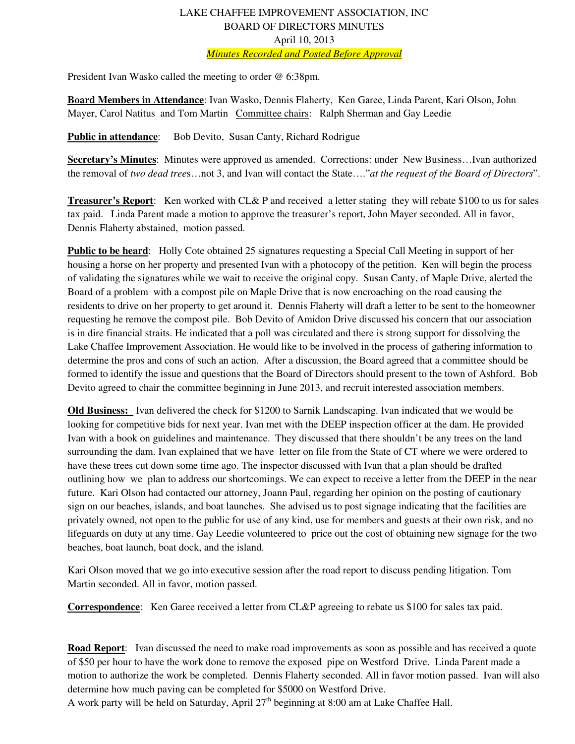LAKE CHAFFEE IMPROVEMENT ASSOCIATION, INC
BOARD OF DIRECTORS MINUTES
April 10, 2013
*Minutes Recorded and Posted Before Approval*

President Ivan Wasko called the meeting to order @ 6:38pm.

**Board Members in Attendance**: Ivan Wasko, Dennis Flaherty, Ken Garee, Linda Parent, Kari Olson, John Mayer, Carol Natitus and Tom Martin Committee chairs: Ralph Sherman and Gay Leedie

**Public in attendance**: Bob Devito, Susan Canty, Richard Rodrigue

**Secretary's Minutes**: Minutes were approved as amended. Corrections: under New Business…Ivan authorized the removal of *two dead trees*…not 3, and Ivan will contact the State…."*at the request of the Board of Directors*".

**Treasurer's Report**: Ken worked with CL& P and received a letter stating they will rebate $100 to us for sales tax paid. Linda Parent made a motion to approve the treasurer's report, John Mayer seconded. All in favor, Dennis Flaherty abstained, motion passed.

**Public to be heard**: Holly Cote obtained 25 signatures requesting a Special Call Meeting in support of her housing a horse on her property and presented Ivan with a photocopy of the petition. Ken will begin the process of validating the signatures while we wait to receive the original copy. Susan Canty, of Maple Drive, alerted the Board of a problem with a compost pile on Maple Drive that is now encroaching on the road causing the residents to drive on her property to get around it. Dennis Flaherty will draft a letter to be sent to the homeowner requesting he remove the compost pile. Bob Devito of Amidon Drive discussed his concern that our association is in dire financial straits. He indicated that a poll was circulated and there is strong support for dissolving the Lake Chaffee Improvement Association. He would like to be involved in the process of gathering information to determine the pros and cons of such an action. After a discussion, the Board agreed that a committee should be formed to identify the issue and questions that the Board of Directors should present to the town of Ashford. Bob Devito agreed to chair the committee beginning in June 2013, and recruit interested association members.

**Old Business:** Ivan delivered the check for $1200 to Sarnik Landscaping. Ivan indicated that we would be looking for competitive bids for next year. Ivan met with the DEEP inspection officer at the dam. He provided Ivan with a book on guidelines and maintenance. They discussed that there shouldn't be any trees on the land surrounding the dam. Ivan explained that we have letter on file from the State of CT where we were ordered to have these trees cut down some time ago. The inspector discussed with Ivan that a plan should be drafted outlining how we plan to address our shortcomings. We can expect to receive a letter from the DEEP in the near future. Kari Olson had contacted our attorney, Joann Paul, regarding her opinion on the posting of cautionary sign on our beaches, islands, and boat launches. She advised us to post signage indicating that the facilities are privately owned, not open to the public for use of any kind, use for members and guests at their own risk, and no lifeguards on duty at any time. Gay Leedie volunteered to price out the cost of obtaining new signage for the two beaches, boat launch, boat dock, and the island.

Kari Olson moved that we go into executive session after the road report to discuss pending litigation. Tom Martin seconded. All in favor, motion passed.

**Correspondence**: Ken Garee received a letter from CL&P agreeing to rebate us $100 for sales tax paid.

**Road Report**: Ivan discussed the need to make road improvements as soon as possible and has received a quote of $50 per hour to have the work done to remove the exposed pipe on Westford Drive. Linda Parent made a motion to authorize the work be completed. Dennis Flaherty seconded. All in favor motion passed. Ivan will also determine how much paving can be completed for $5000 on Westford Drive.
A work party will be held on Saturday, April 27th beginning at 8:00 am at Lake Chaffee Hall.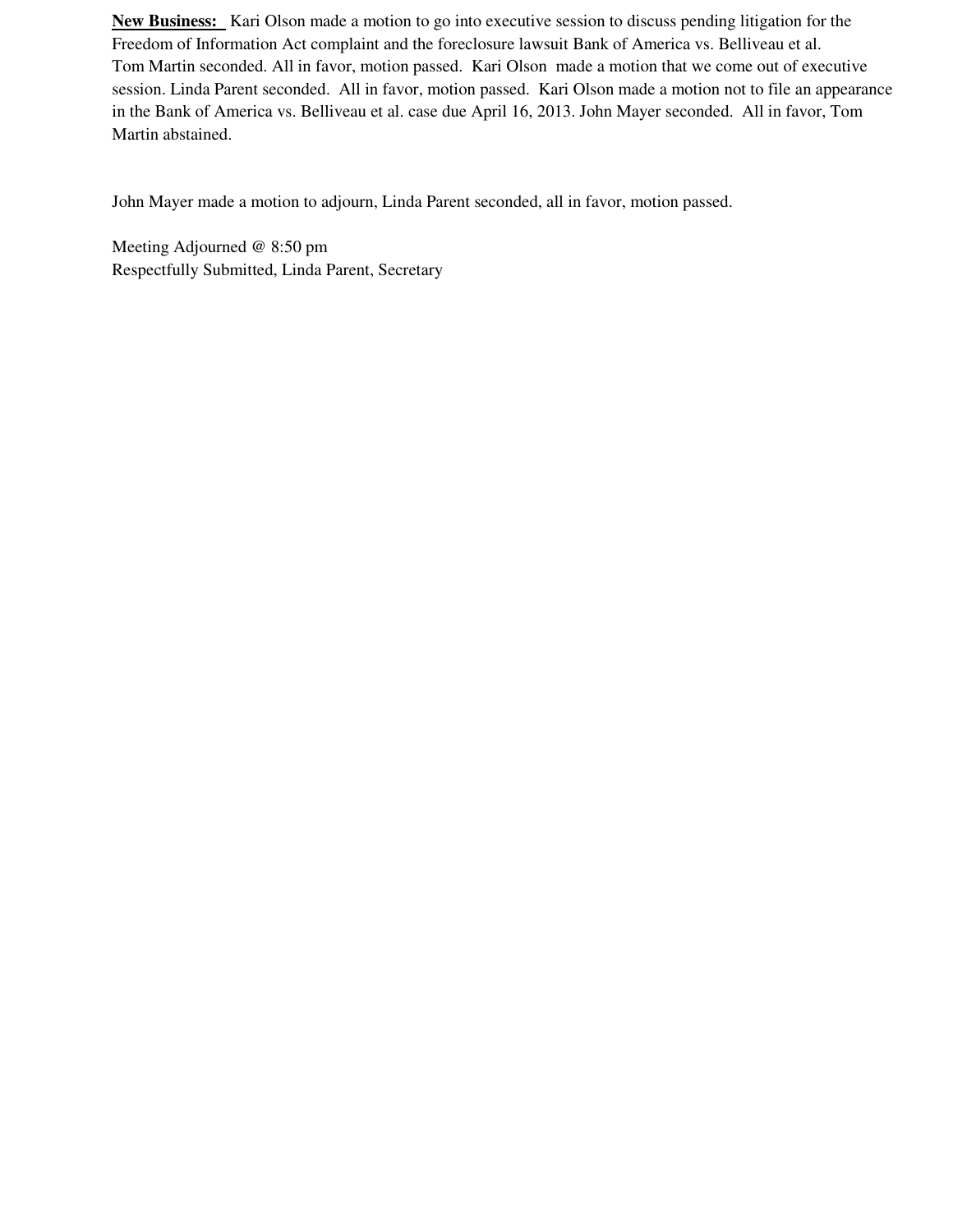**New Business:** Kari Olson made a motion to go into executive session to discuss pending litigation for the Freedom of Information Act complaint and the foreclosure lawsuit Bank of America vs. Belliveau et al. Tom Martin seconded. All in favor, motion passed. Kari Olson made a motion that we come out of executive session. Linda Parent seconded. All in favor, motion passed. Kari Olson made a motion not to file an appearance in the Bank of America vs. Belliveau et al. case due April 16, 2013. John Mayer seconded. All in favor, Tom Martin abstained.

John Mayer made a motion to adjourn, Linda Parent seconded, all in favor, motion passed.

Meeting Adjourned @ 8:50 pm
Respectfully Submitted, Linda Parent, Secretary